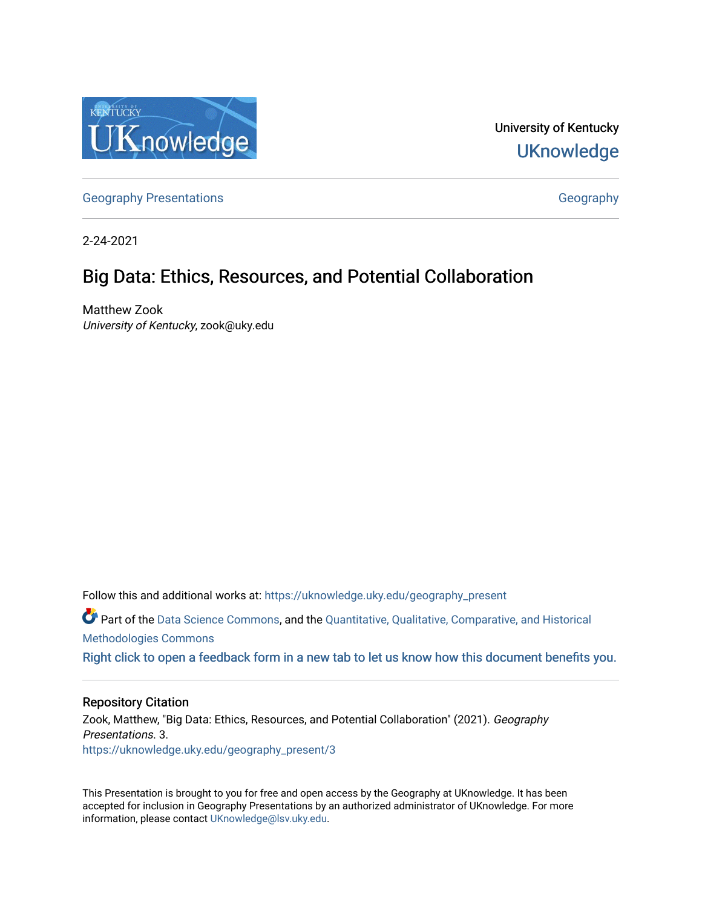University of Kentucky
UKnowledge

Geography Presentations | Geography

2-24-2021

# Big Data: Ethics, Resources, and Potential Collaboration

Matthew Zook
*University of Kentucky*, zook@uky.edu

Follow this and additional works at: https://uknowledge.uky.edu/geography_present

Part of the Data Science Commons, and the Quantitative, Qualitative, Comparative, and Historical Methodologies Commons

Right click to open a feedback form in a new tab to let us know how this document benefits you.

## Repository Citation

Zook, Matthew, "Big Data: Ethics, Resources, and Potential Collaboration" (2021). *Geography Presentations*. 3.
https://uknowledge.uky.edu/geography_present/3

This Presentation is brought to you for free and open access by the Geography at UKnowledge. It has been accepted for inclusion in Geography Presentations by an authorized administrator of UKnowledge. For more information, please contact UKnowledge@lsv.uky.edu.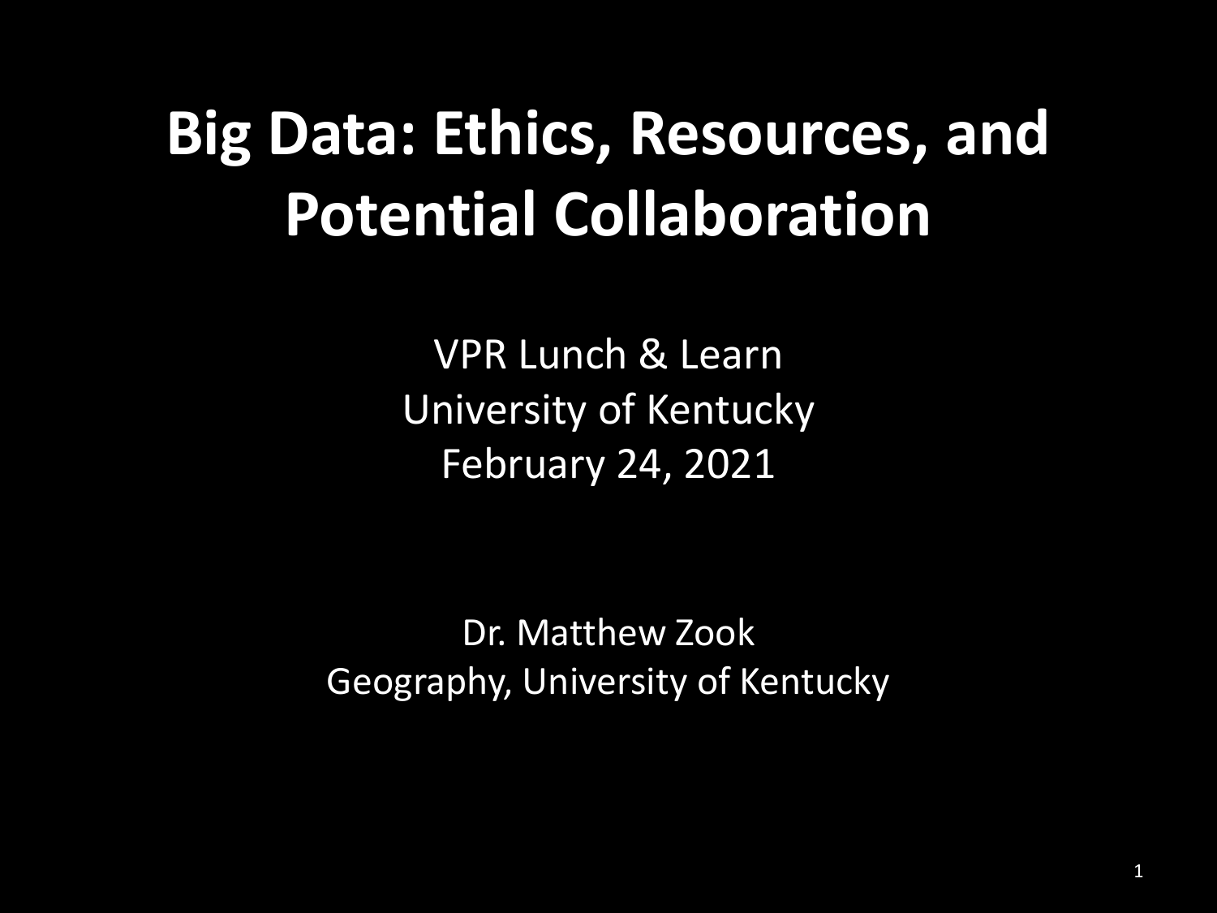# Big Data: Ethics, Resources, and Potential Collaboration

VPR Lunch & Learn
University of Kentucky
February 24, 2021

Dr. Matthew Zook
Geography, University of Kentucky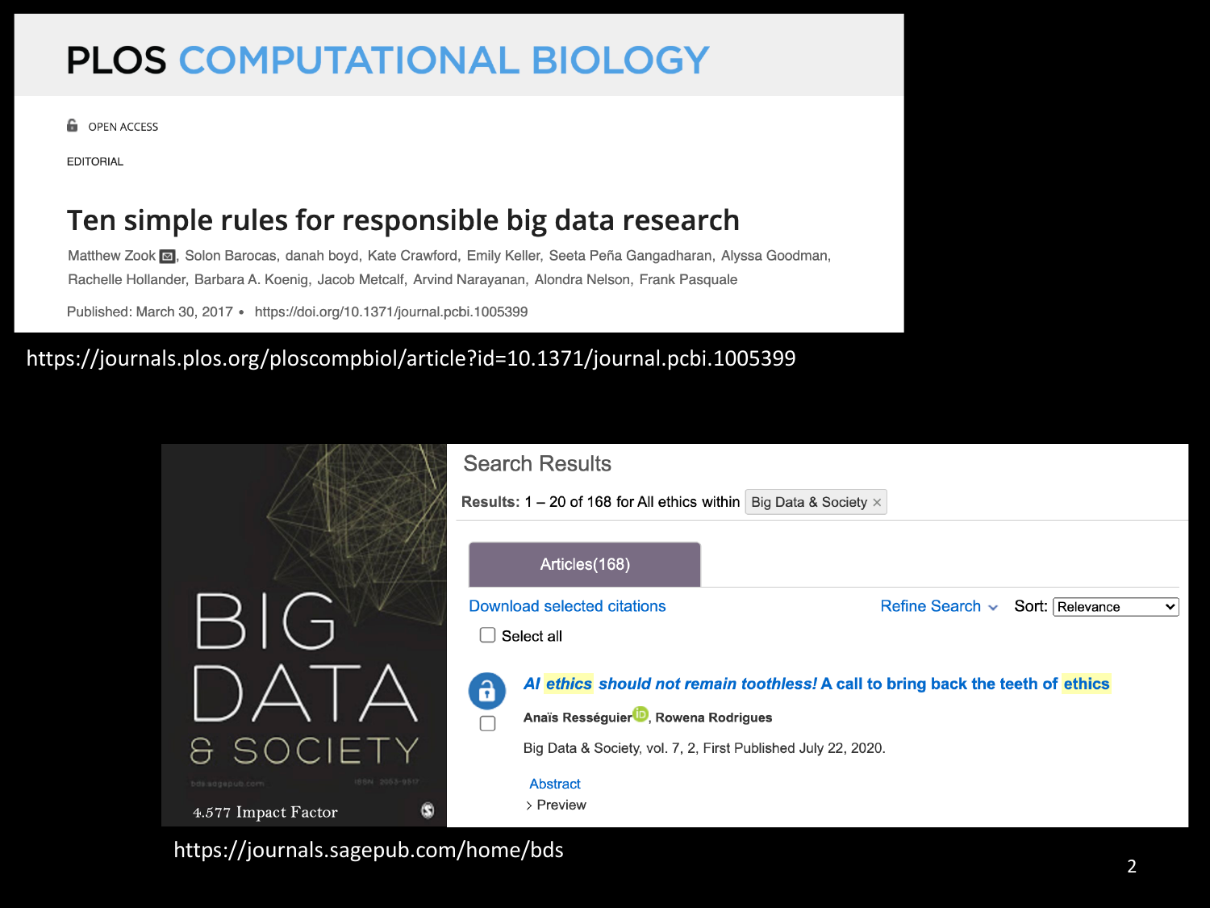PLOS COMPUTATIONAL BIOLOGY

OPEN ACCESS

EDITORIAL

# Ten simple rules for responsible big data research

Matthew Zook, Solon Barocas, danah boyd, Kate Crawford, Emily Keller, Seeta Peña Gangadharan, Alyssa Goodman, Rachelle Hollander, Barbara A. Koenig, Jacob Metcalf, Arvind Narayanan, Alondra Nelson, Frank Pasquale

Published: March 30, 2017 • https://doi.org/10.1371/journal.pcbi.1005399

https://journals.plos.org/ploscompbiol/article?id=10.1371/journal.pcbi.1005399

BIG DATA & SOCIETY

4.577 Impact Factor

## Search Results

**Results:** 1 – 20 of 168 for All ethics within Big Data & Society ×

Articles(168)

Download selected citations

Refine Search

Sort: Relevance

Select all

***AI ethics should not remain toothless!*** **A call to bring back the teeth of ethics**

**Anaïs Ességuier, Rowena Rodrigues**

Big Data & Society, vol. 7, 2, First Published July 22, 2020.

Abstract

› Preview

https://journals.sagepub.com/home/bds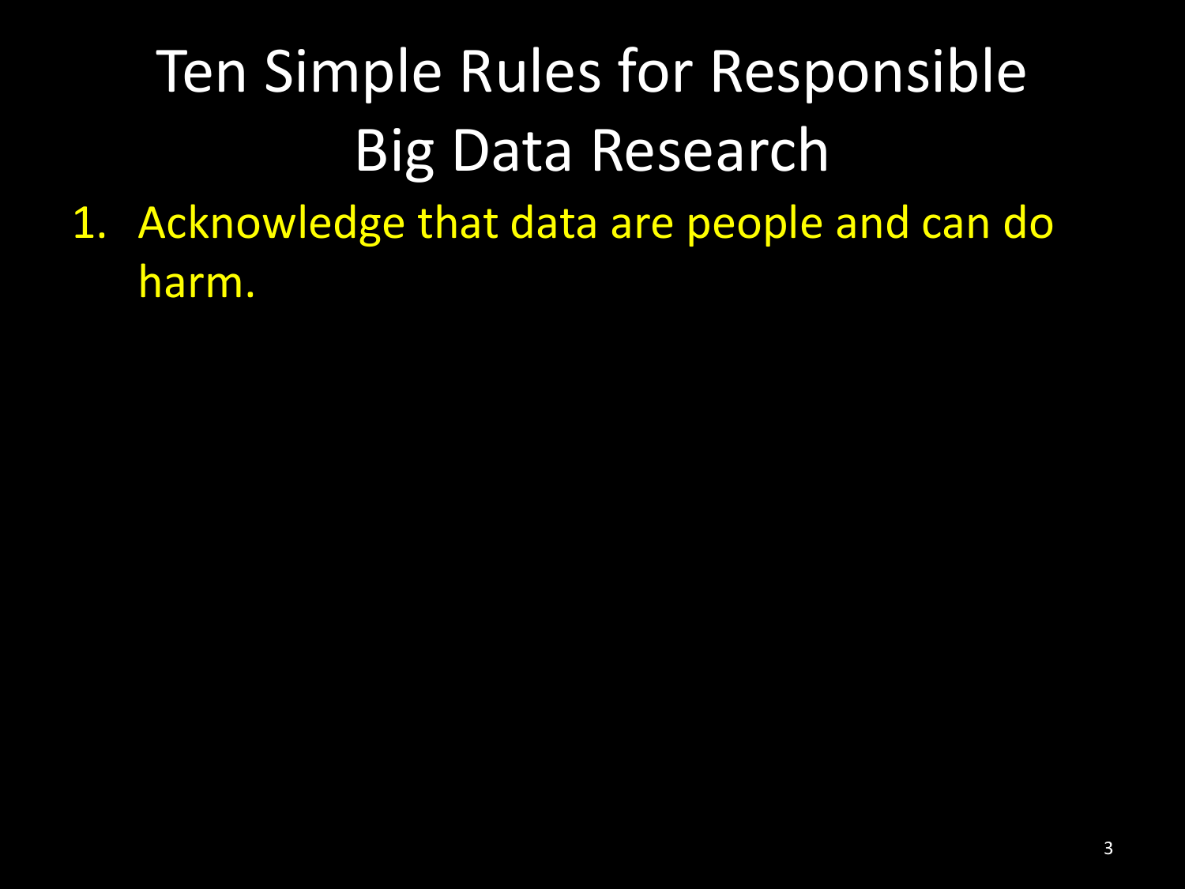# Ten Simple Rules for Responsible Big Data Research

1. Acknowledge that data are people and can do harm.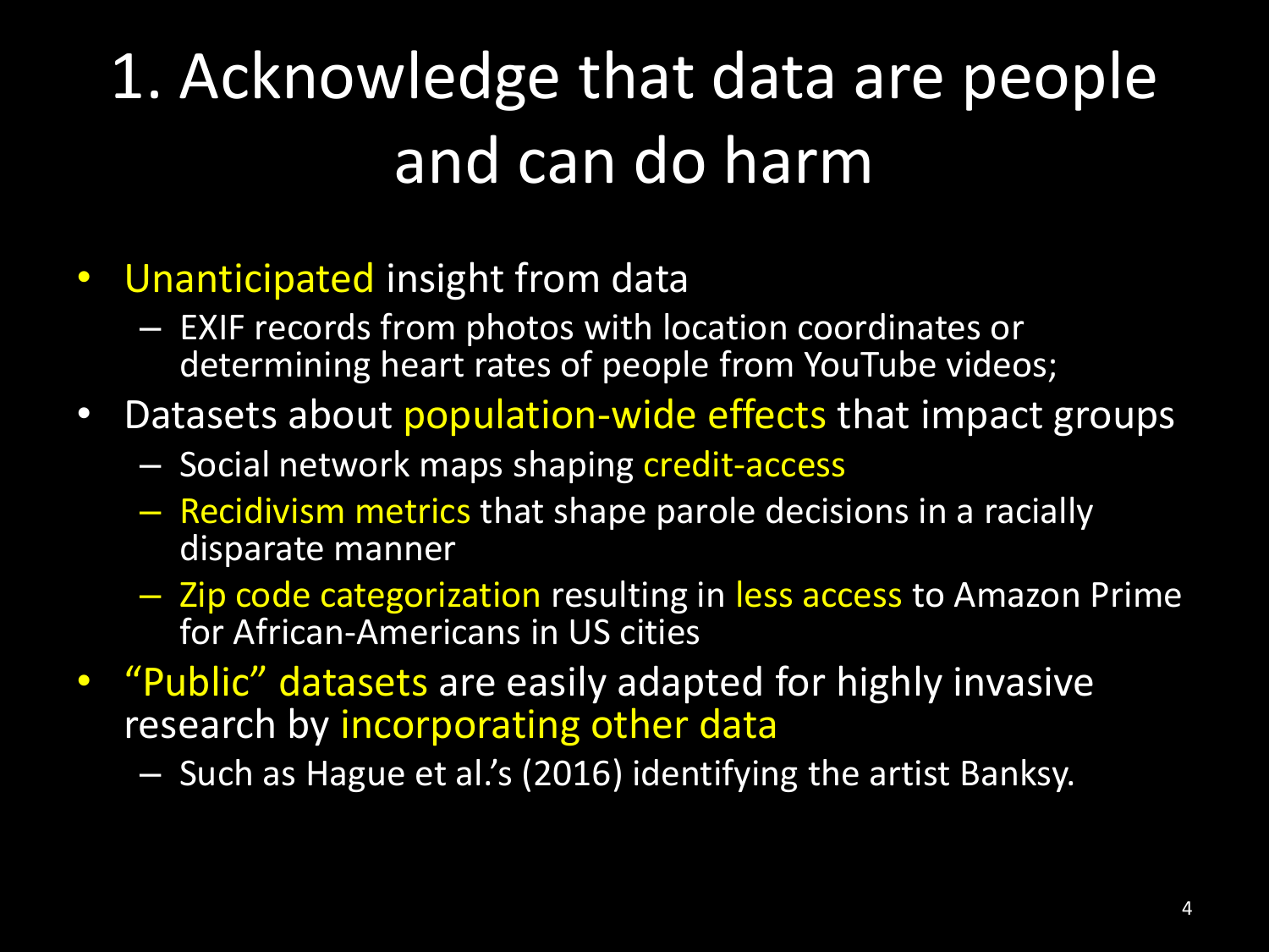# 1. Acknowledge that data are people and can do harm

- Unanticipated insight from data
  - EXIF records from photos with location coordinates or determining heart rates of people from YouTube videos;
- Datasets about population-wide effects that impact groups
  - Social network maps shaping credit-access
  - Recidivism metrics that shape parole decisions in a racially disparate manner
  - Zip code categorization resulting in less access to Amazon Prime for African-Americans in US cities
- "Public" datasets are easily adapted for highly invasive research by incorporating other data
  - Such as Hague et al.'s (2016) identifying the artist Banksy.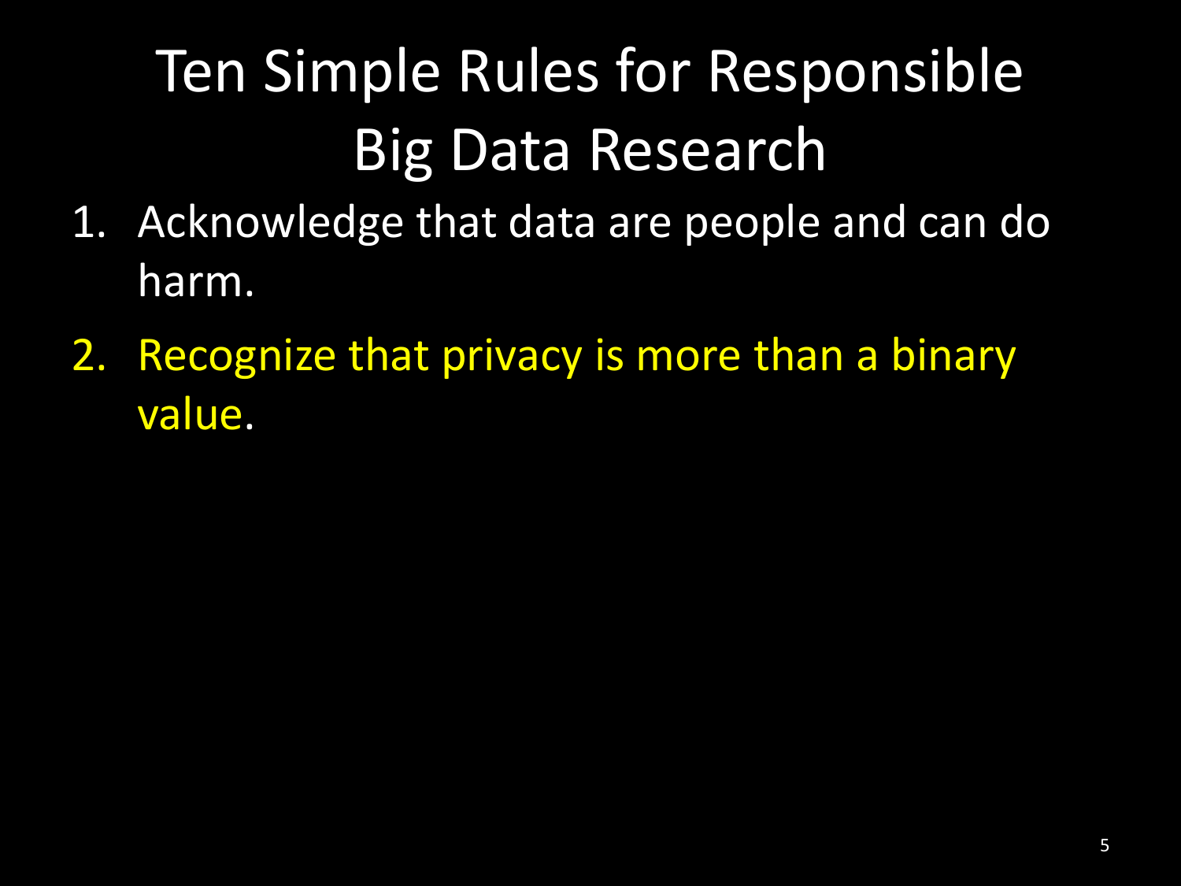# Ten Simple Rules for Responsible Big Data Research

1. Acknowledge that data are people and can do harm.
2. Recognize that privacy is more than a binary value.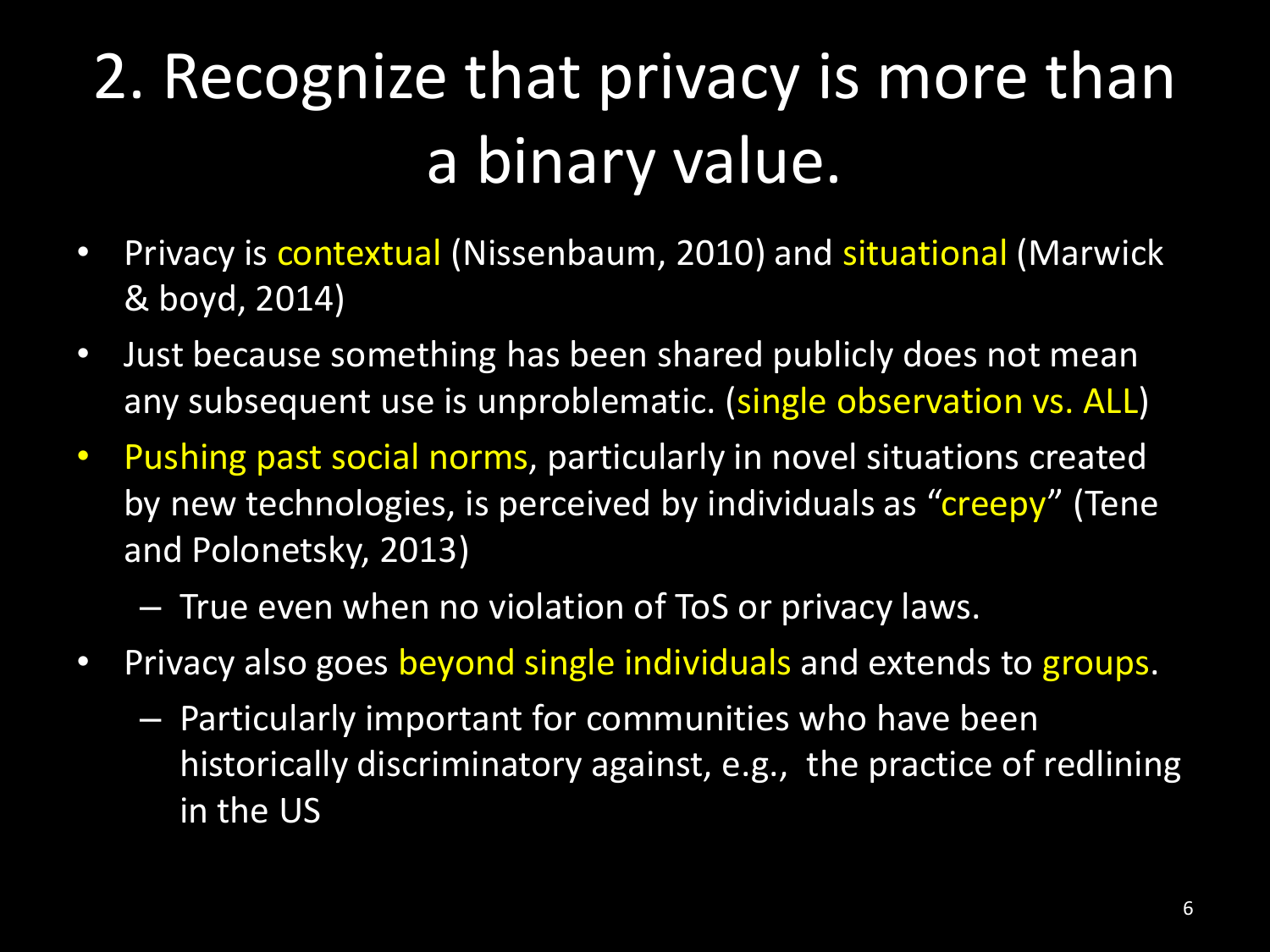# 2. Recognize that privacy is more than a binary value.

- Privacy is contextual (Nissenbaum, 2010) and situational (Marwick & boyd, 2014)
- Just because something has been shared publicly does not mean any subsequent use is unproblematic. (single observation vs. ALL)
- Pushing past social norms, particularly in novel situations created by new technologies, is perceived by individuals as "creepy" (Tene and Polonetsky, 2013)
  - True even when no violation of ToS or privacy laws.
- Privacy also goes beyond single individuals and extends to groups.
  - Particularly important for communities who have been historically discriminatory against, e.g., the practice of redlining in the US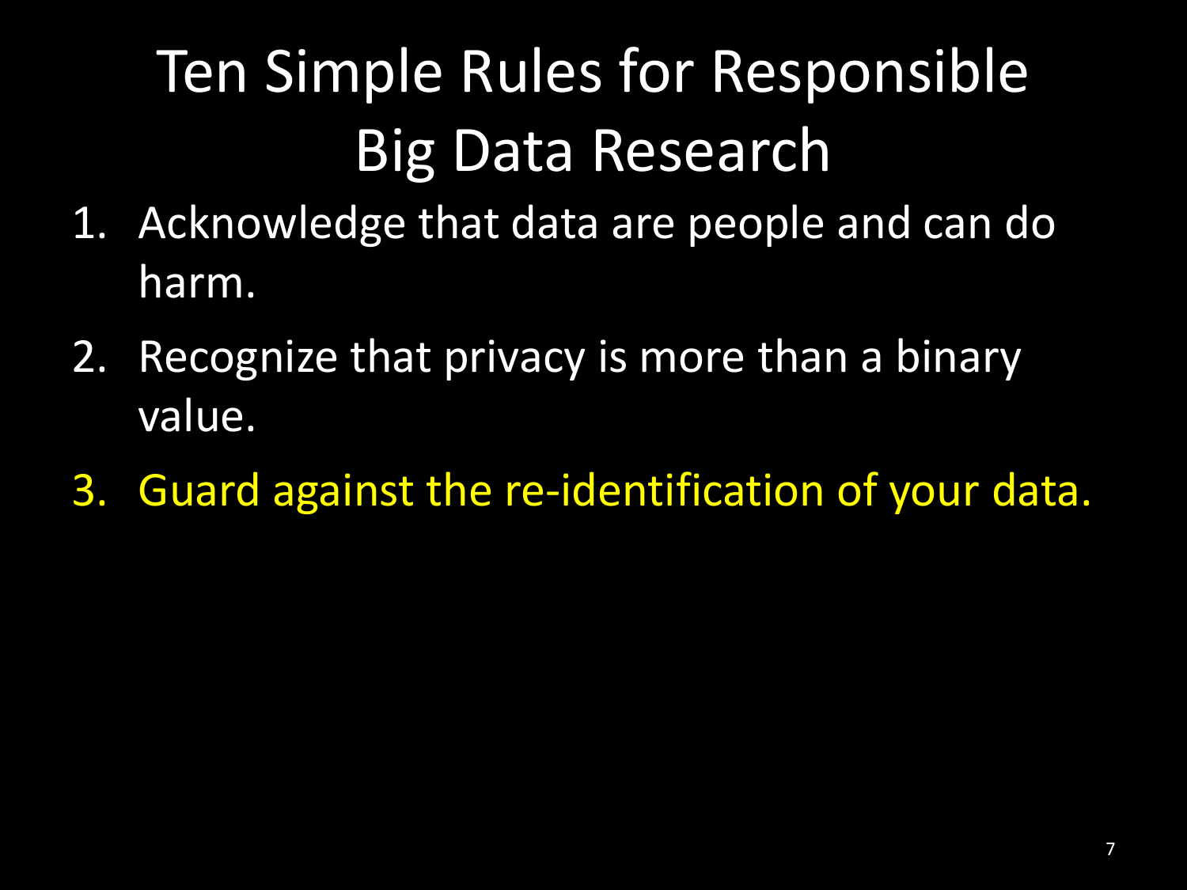# Ten Simple Rules for Responsible Big Data Research

1. Acknowledge that data are people and can do harm.
2. Recognize that privacy is more than a binary value.
3. Guard against the re-identification of your data.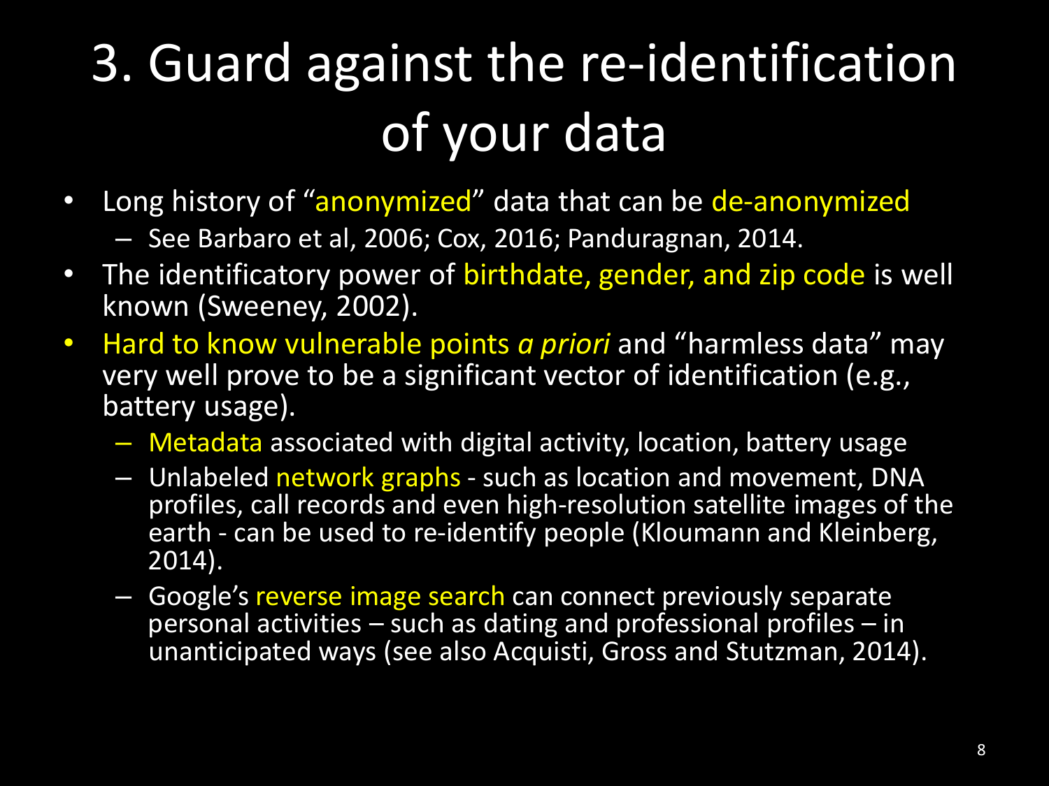# 3. Guard against the re-identification of your data

- Long history of "anonymized" data that can be de-anonymized
  - See Barbaro et al, 2006; Cox, 2016; Panduragnan, 2014.
- The identificatory power of birthdate, gender, and zip code is well known (Sweeney, 2002).
- Hard to know vulnerable points *a priori* and "harmless data" may very well prove to be a significant vector of identification (e.g., battery usage).
  - Metadata associated with digital activity, location, battery usage
  - Unlabeled network graphs - such as location and movement, DNA profiles, call records and even high-resolution satellite images of the earth - can be used to re-identify people (Kloumann and Kleinberg, 2014).
  - Google's reverse image search can connect previously separate personal activities – such as dating and professional profiles – in unanticipated ways (see also Acquisti, Gross and Stutzman, 2014).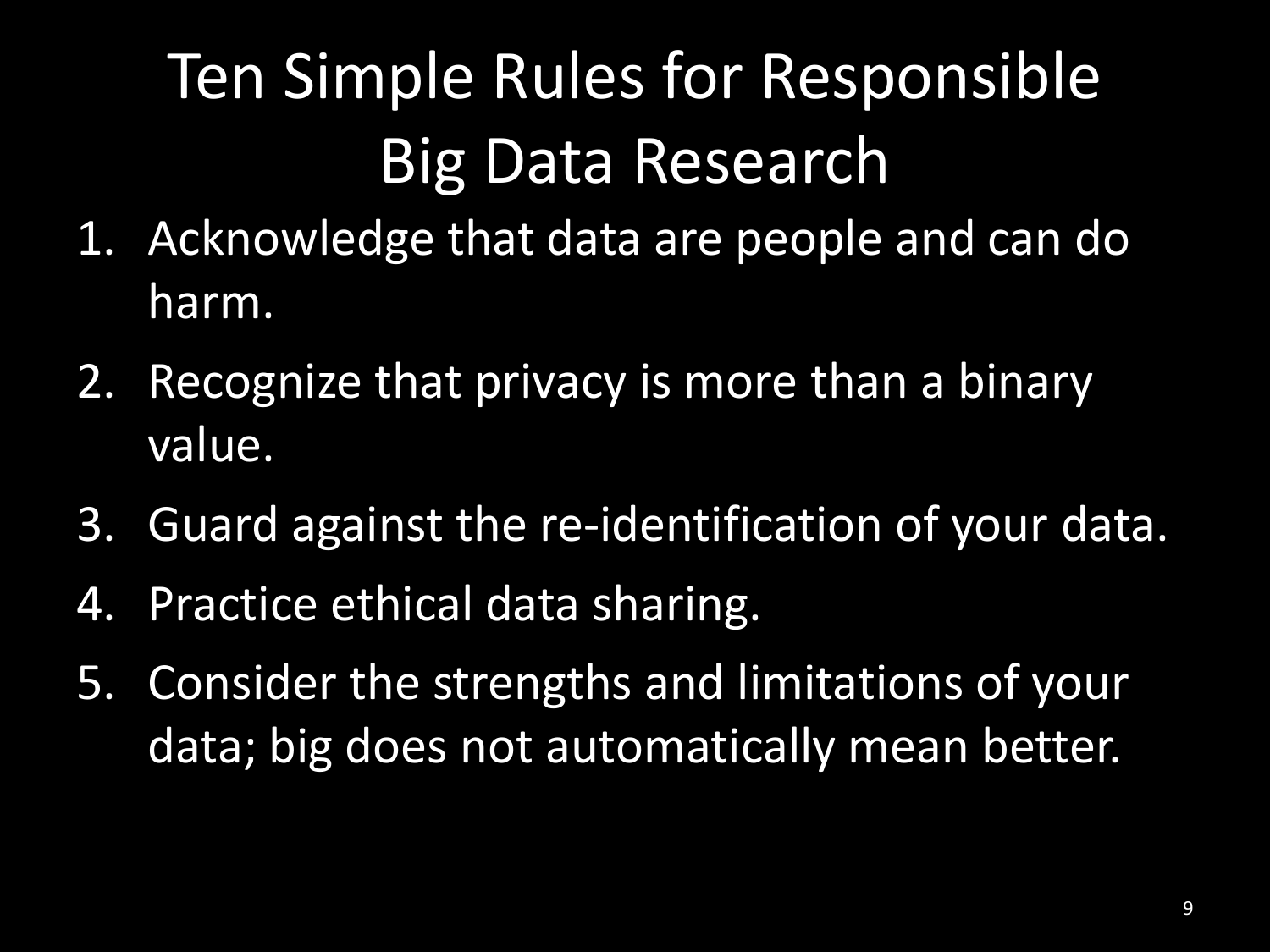# Ten Simple Rules for Responsible Big Data Research

1. Acknowledge that data are people and can do harm.
2. Recognize that privacy is more than a binary value.
3. Guard against the re-identification of your data.
4. Practice ethical data sharing.
5. Consider the strengths and limitations of your data; big does not automatically mean better.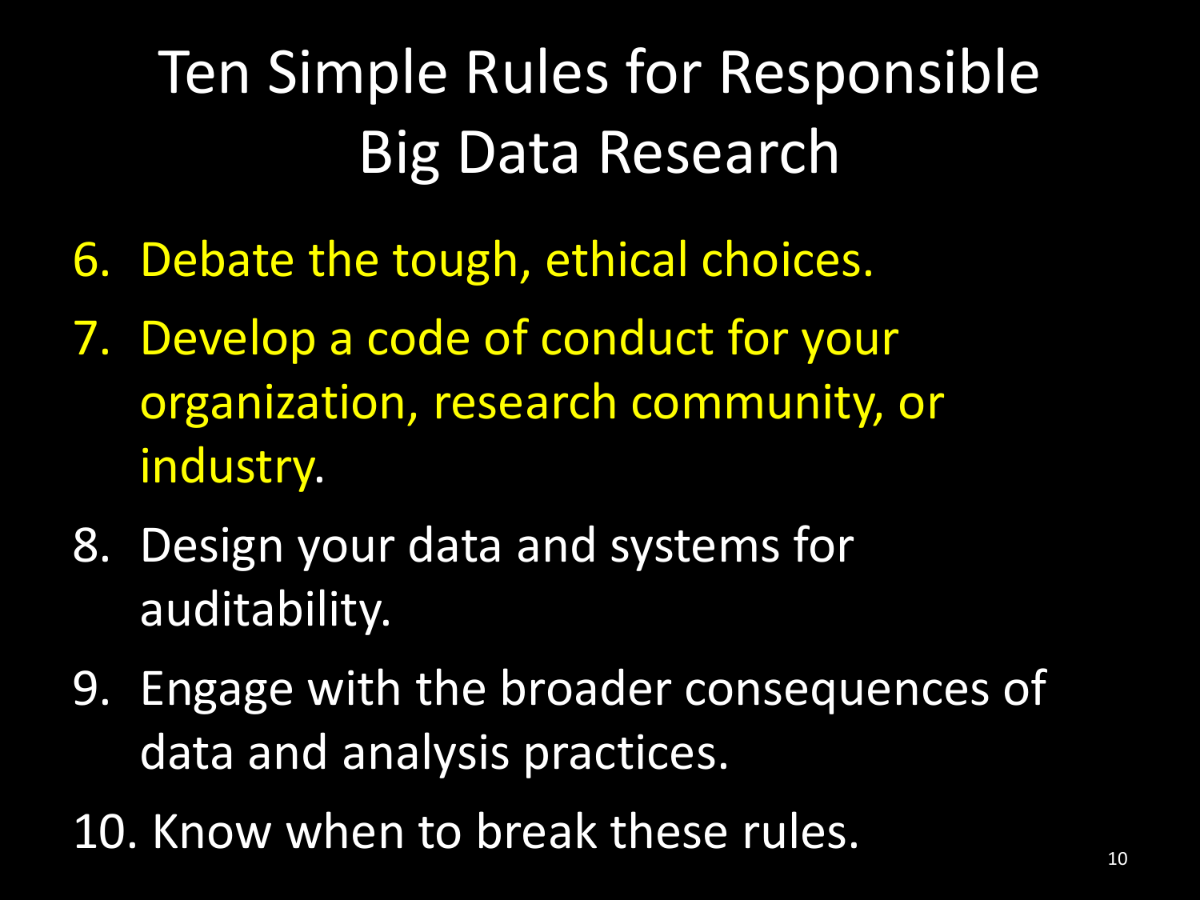# Ten Simple Rules for Responsible Big Data Research

6. Debate the tough, ethical choices.
7. Develop a code of conduct for your organization, research community, or industry.
8. Design your data and systems for auditability.
9. Engage with the broader consequences of data and analysis practices.
10. Know when to break these rules.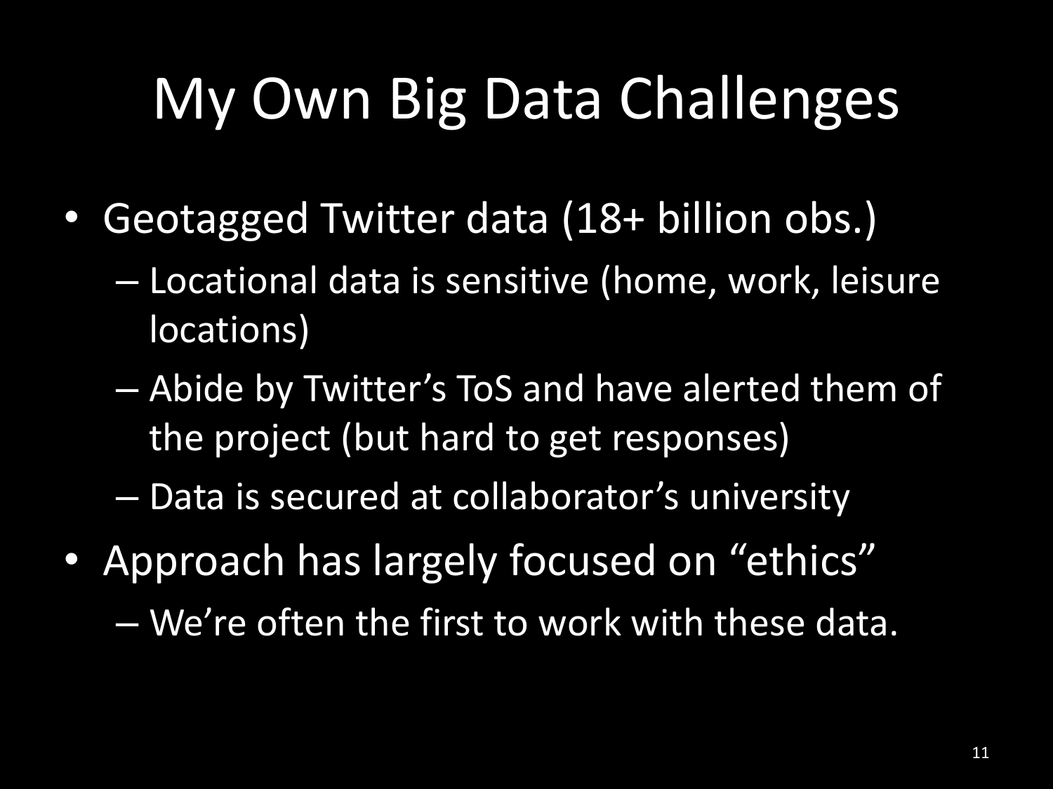# My Own Big Data Challenges

- Geotagged Twitter data (18+ billion obs.)
  - Locational data is sensitive (home, work, leisure locations)
  - Abide by Twitter's ToS and have alerted them of the project (but hard to get responses)
  - Data is secured at collaborator's university
- Approach has largely focused on "ethics"
  - We're often the first to work with these data.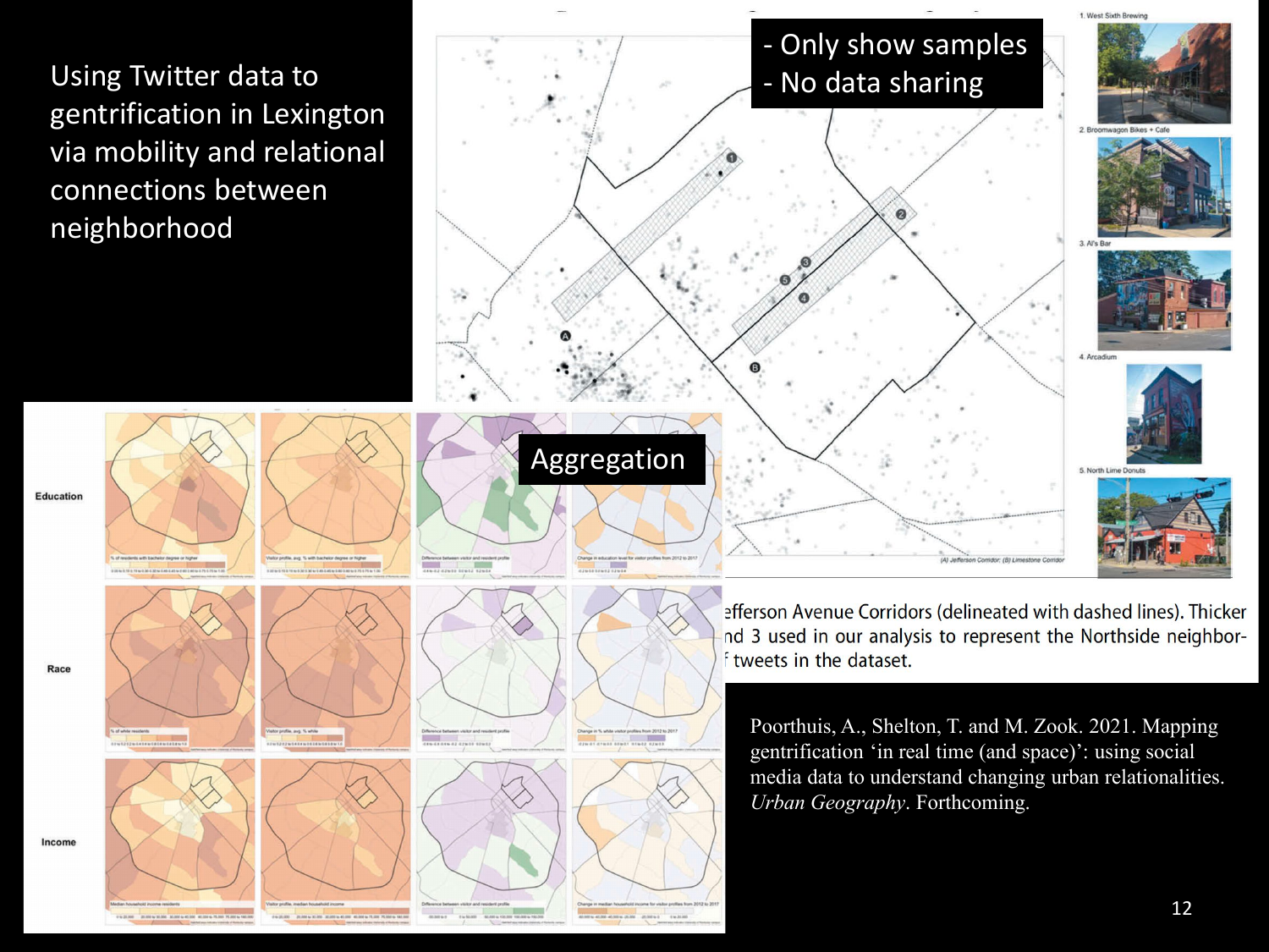Using Twitter data to gentrification in Lexington via mobility and relational connections between neighborhood

- Only show samples
- No data sharing

Aggregation

efferson Avenue Corridors (delineated with dashed lines). Thicker nd 3 used in our analysis to represent the Northside neighbor- f tweets in the dataset.

Poorthuis, A., Shelton, T. and M. Zook. 2021. Mapping gentrification 'in real time (and space)': using social media data to understand changing urban relationalities. *Urban Geography*. Forthcoming.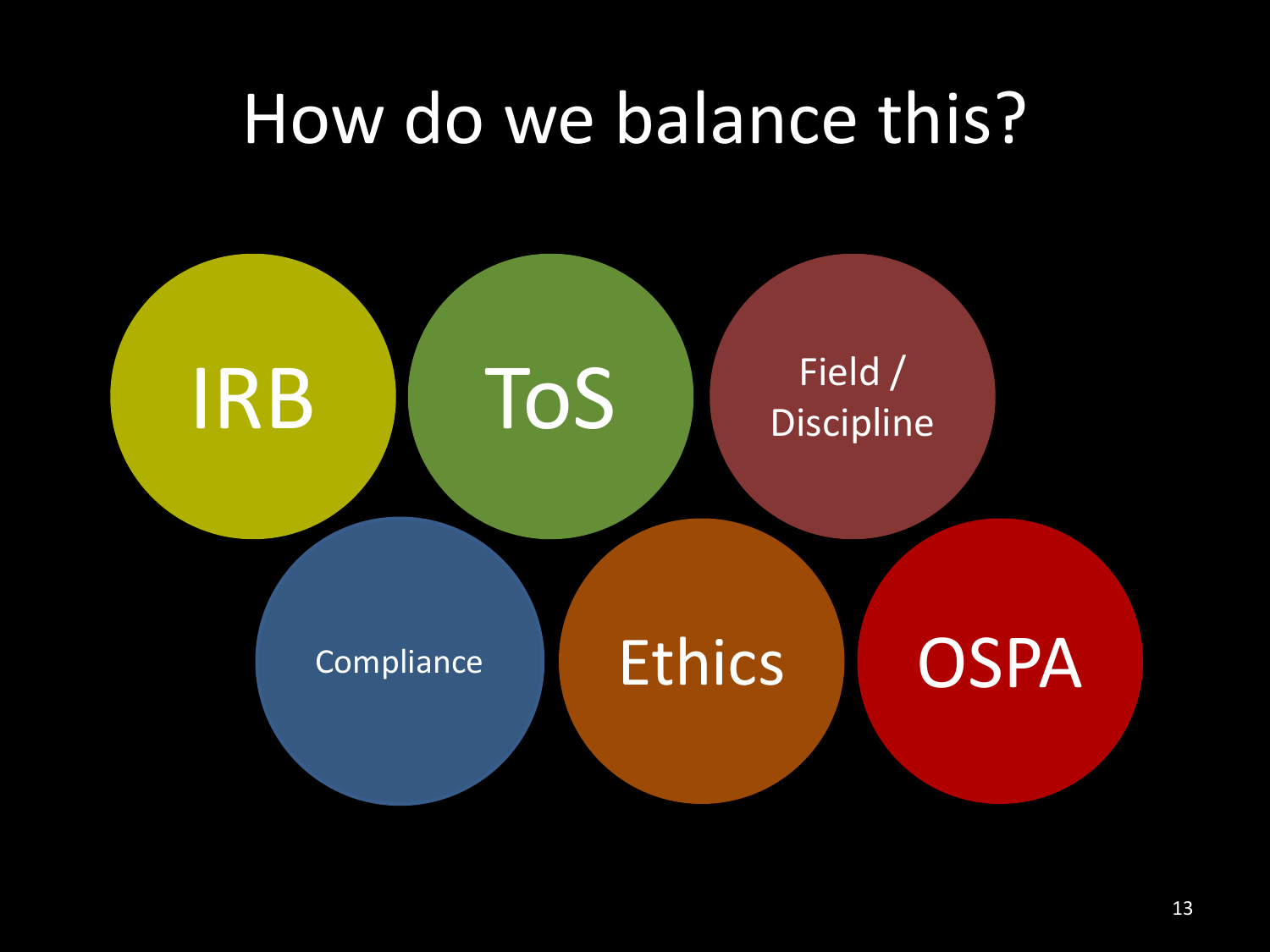# How do we balance this?

IRB

ToS

Field / Discipline

Compliance

Ethics

OSPA